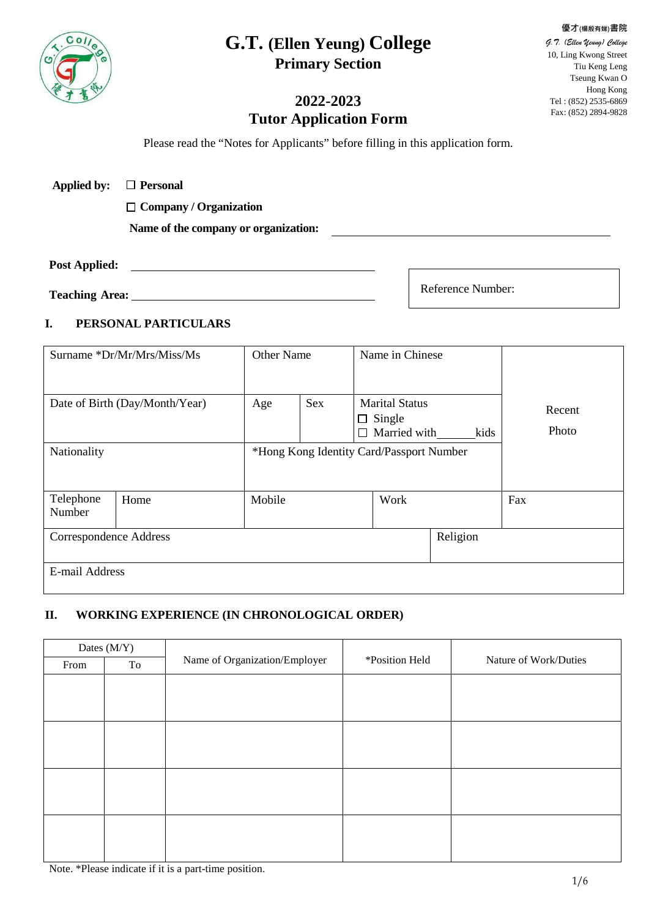# G.T. (Ellen Yeung) College

## Primary Section

優才(楊殷有娣)書院
*G.T. (Ellen Yeung) College*
10, Ling Kwong Street
Tiu Keng Leng
Tseung Kwan O
Hong Kong
Tel : (852) 2535-6869
Fax: (852) 2894-9828

## 2022-2023
## Tutor Application Form

Please read the "Notes for Applicants" before filling in this application form.

**Applied by:** ☐ **Personal**

☐ **Company / Organization**

**Name of the company or organization:** ____________________

**Post Applied:** ____________________

**Teaching Area:** ____________________

Reference Number:

### I. PERSONAL PARTICULARS

| Surname *Dr/Mr/Mrs/Miss/Ms | | Other Name | | Name in Chinese | Recent Photo |
|---|---|---|---|---|---|
| Date of Birth (Day/Month/Year) | | Age | Sex | Marital Status ☐ Single ☐ Married with______kids | |
| Nationality | | *Hong Kong Identity Card/Passport Number | | | |
| Telephone Number | Home | Mobile | | Work | Fax |
| Correspondence Address | | | | Religion | |
| E-mail Address | | | | | |

### II. WORKING EXPERIENCE (IN CHRONOLOGICAL ORDER)

| Dates (M/Y) | | Name of Organization/Employer | *Position Held | Nature of Work/Duties |
|---|---|---|---|---|
| From | To | | | |
| | | | | |
| | | | | |
| | | | | |
| | | | | |

Note. *Please indicate if it is a part-time position.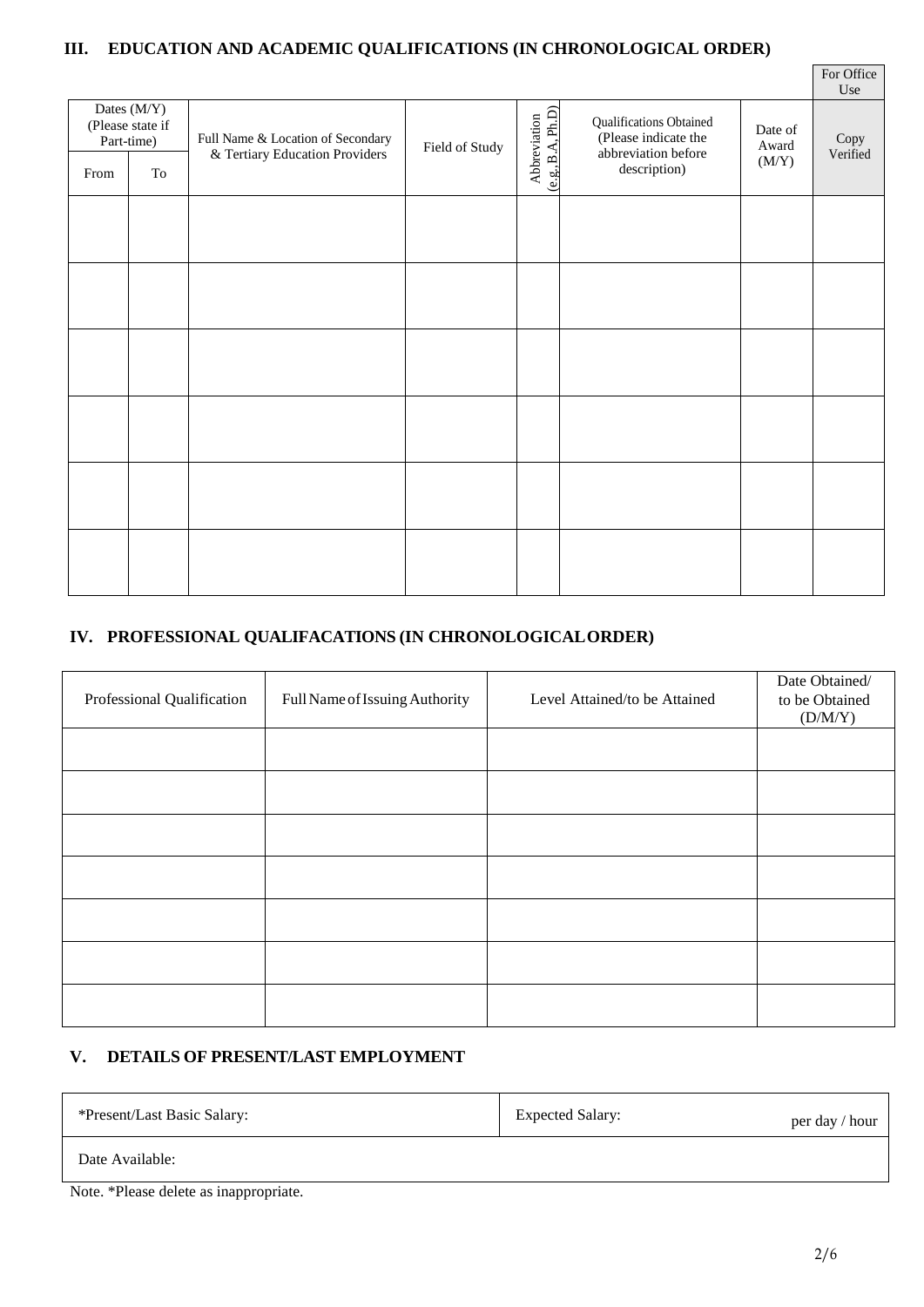## III. EDUCATION AND ACADEMIC QUALIFICATIONS (IN CHRONOLOGICAL ORDER)

| Dates (M/Y) (Please state if Part-time) | | Full Name & Location of Secondary & Tertiary Education Providers | Field of Study | Abbreviation (e.g., B.A, Ph.D) | Qualifications Obtained (Please indicate the abbreviation before description) | Date of Award (M/Y) | For Office Use |
|---|---|---|---|---|---|---|---|
| From | To | | | | | | Copy Verified |
| | | | | | | | |
| | | | | | | | |
| | | | | | | | |
| | | | | | | | |
| | | | | | | | |
| | | | | | | | |

## IV. PROFESSIONAL QUALIFACATIONS (IN CHRONOLOGICAL ORDER)

| Professional Qualification | Full Name of Issuing Authority | Level Attained/to be Attained | Date Obtained/ to be Obtained (D/M/Y) |
|---|---|---|---|
| | | | |
| | | | |
| | | | |
| | | | |
| | | | |
| | | | |
| | | | |

## V. DETAILS OF PRESENT/LAST EMPLOYMENT

| *Present/Last Basic Salary: | Expected Salary: per day / hour |
|---|---|
| Date Available: | |

Note. *Please delete as inappropriate.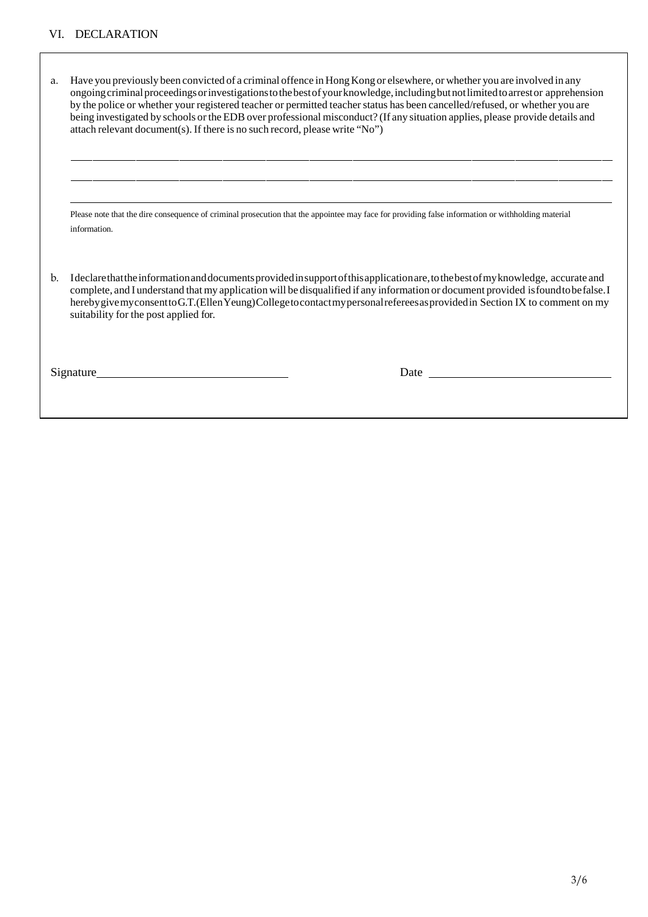## VI. DECLARATION

a. Have you previously been convicted of a criminal offence in Hong Kong or elsewhere, or whether you are involved in any ongoing criminal proceedings or investigations to the best of your knowledge, including but not limited to arrest or apprehension by the police or whether your registered teacher or permitted teacher status has been cancelled/refused, or whether you are being investigated by schools or the EDB over professional misconduct? (If any situation applies, please provide details and attach relevant document(s). If there is no such record, please write "No")

\_\_\_\_\_\_\_\_\_\_\_\_\_\_\_\_\_\_\_\_\_\_\_\_\_\_\_\_\_\_\_\_\_\_\_\_\_\_\_\_\_\_\_\_\_\_\_\_\_\_\_\_\_\_\_\_\_\_\_\_\_\_\_\_\_\_\_\_\_\_\_\_\_\_\_\_\_\_

\_\_\_\_\_\_\_\_\_\_\_\_\_\_\_\_\_\_\_\_\_\_\_\_\_\_\_\_\_\_\_\_\_\_\_\_\_\_\_\_\_\_\_\_\_\_\_\_\_\_\_\_\_\_\_\_\_\_\_\_\_\_\_\_\_\_\_\_\_\_\_\_\_\_\_\_\_\_

\_\_\_\_\_\_\_\_\_\_\_\_\_\_\_\_\_\_\_\_\_\_\_\_\_\_\_\_\_\_\_\_\_\_\_\_\_\_\_\_\_\_\_\_\_\_\_\_\_\_\_\_\_\_\_\_\_\_\_\_\_\_\_\_\_\_\_\_\_\_\_\_\_\_\_\_\_\_

Please note that the dire consequence of criminal prosecution that the appointee may face for providing false information or withholding material information.

b. I declare that the information and documents provided in support of this application are, to the best of my knowledge, accurate and complete, and I understand that my application will be disqualified if any information or document provided is found to be false. I hereby give my consent to G.T. (Ellen Yeung) College to contact my personal referees as provided in Section IX to comment on my suitability for the post applied for.

Signature\_\_\_\_\_\_\_\_\_\_\_\_\_\_\_\_\_\_\_\_\_\_\_\_\_\_\_\_\_\_ Date \_\_\_\_\_\_\_\_\_\_\_\_\_\_\_\_\_\_\_\_\_\_\_\_\_\_\_\_\_\_